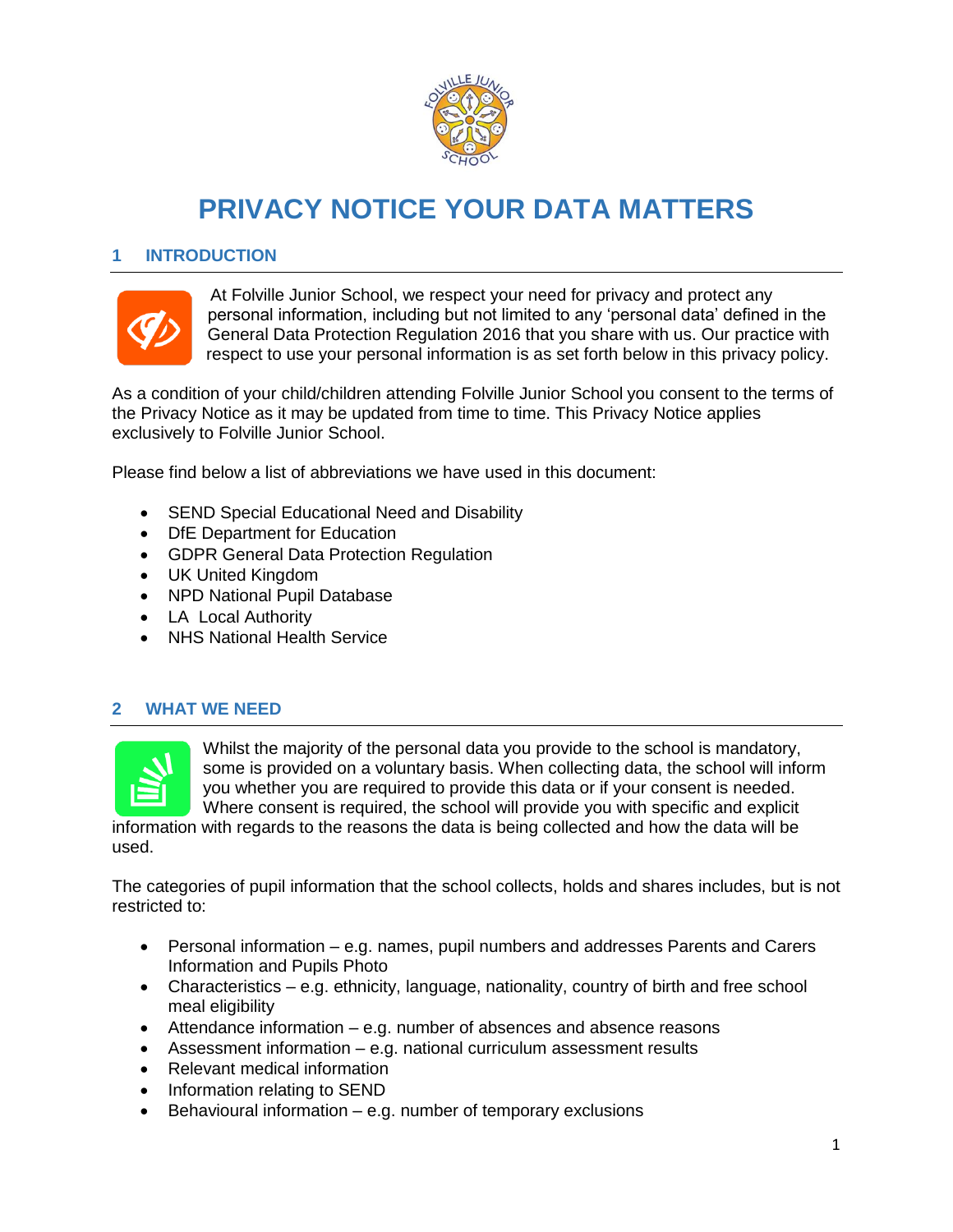# PRIVACY NOTICE YOUR DATA MATTERS

## 1 INTRODUCTION

At Folville Junior School, we respect your need for privacy and protect any personal information, including but not limited to any 'personal data' defined in the General Data Protection Regulation 2016 that you share with us. Our practice with respect to use your personal information is as set forth below in this privacy policy.

As a condition of your child/children attending Folville Junior School you consent to the terms of the Privacy Notice as it may be updated from time to time. This Privacy Notice applies exclusively to Folville Junior School.

Please find below a list of abbreviations we have used in this document:

- SEND Special Educational Need and Disability
- DfE Department for Education
- GDPR General Data Protection Regulation
- UK United Kingdom
- NPD National Pupil Database
- LA Local Authority
- NHS National Health Service

## 2 WHAT WE NEED

Whilst the majority of the personal data you provide to the school is mandatory, some is provided on a voluntary basis. When collecting data, the school will inform you whether you are required to provide this data or if your consent is needed. Where consent is required, the school will provide you with specific and explicit information with regards to the reasons the data is being collected and how the data will be used.

The categories of pupil information that the school collects, holds and shares includes, but is not restricted to:

- Personal information – e.g. names, pupil numbers and addresses Parents and Carers Information and Pupils Photo
- Characteristics – e.g. ethnicity, language, nationality, country of birth and free school meal eligibility
- Attendance information – e.g. number of absences and absence reasons
- Assessment information – e.g. national curriculum assessment results
- Relevant medical information
- Information relating to SEND
- Behavioural information – e.g. number of temporary exclusions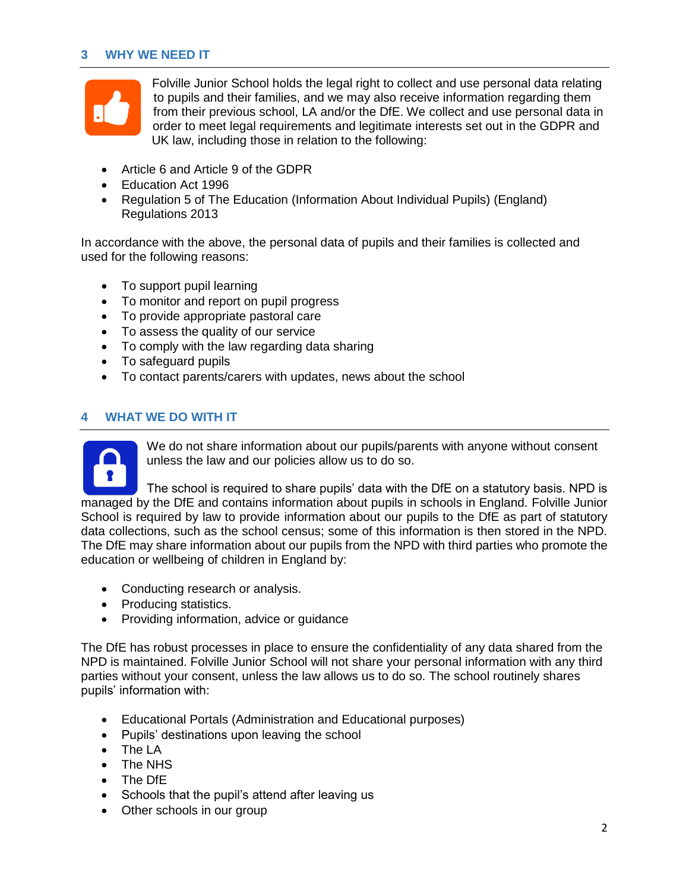## 3 WHY WE NEED IT

Folville Junior School holds the legal right to collect and use personal data relating to pupils and their families, and we may also receive information regarding them from their previous school, LA and/or the DfE. We collect and use personal data in order to meet legal requirements and legitimate interests set out in the GDPR and UK law, including those in relation to the following:

- Article 6 and Article 9 of the GDPR
- Education Act 1996
- Regulation 5 of The Education (Information About Individual Pupils) (England) Regulations 2013

In accordance with the above, the personal data of pupils and their families is collected and used for the following reasons:

- To support pupil learning
- To monitor and report on pupil progress
- To provide appropriate pastoral care
- To assess the quality of our service
- To comply with the law regarding data sharing
- To safeguard pupils
- To contact parents/carers with updates, news about the school

## 4 WHAT WE DO WITH IT

We do not share information about our pupils/parents with anyone without consent unless the law and our policies allow us to do so.

The school is required to share pupils' data with the DfE on a statutory basis. NPD is managed by the DfE and contains information about pupils in schools in England. Folville Junior School is required by law to provide information about our pupils to the DfE as part of statutory data collections, such as the school census; some of this information is then stored in the NPD. The DfE may share information about our pupils from the NPD with third parties who promote the education or wellbeing of children in England by:

- Conducting research or analysis.
- Producing statistics.
- Providing information, advice or guidance

The DfE has robust processes in place to ensure the confidentiality of any data shared from the NPD is maintained. Folville Junior School will not share your personal information with any third parties without your consent, unless the law allows us to do so. The school routinely shares pupils' information with:

- Educational Portals (Administration and Educational purposes)
- Pupils' destinations upon leaving the school
- The LA
- The NHS
- The DfE
- Schools that the pupil's attend after leaving us
- Other schools in our group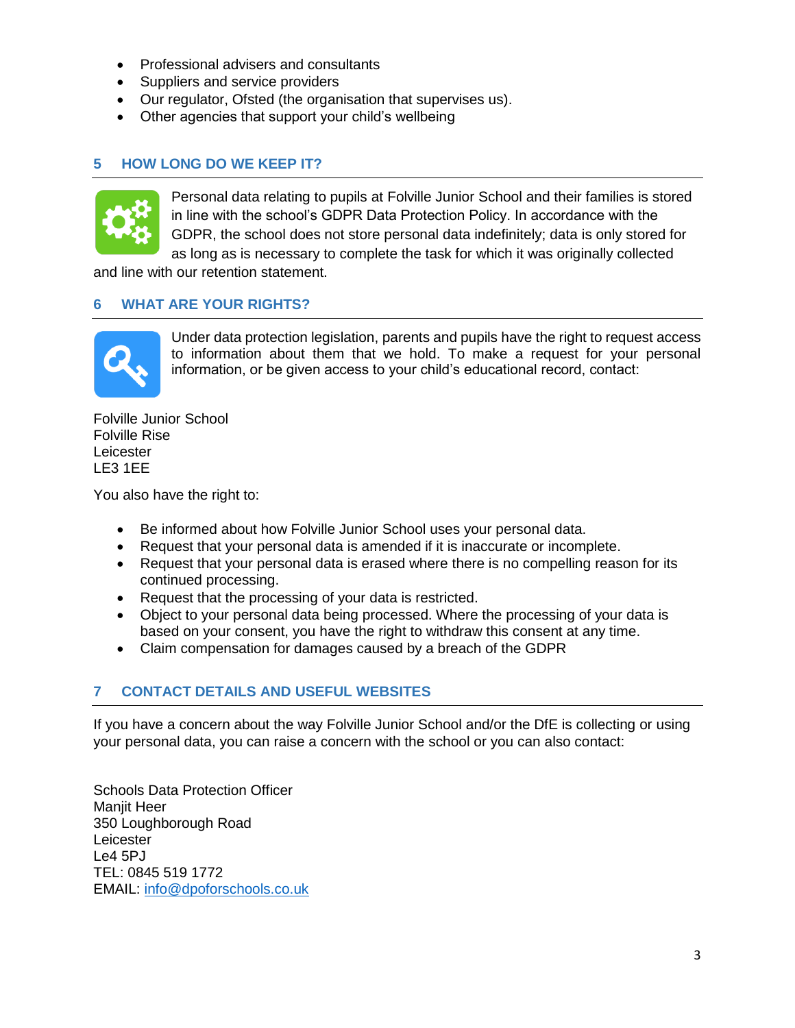- Professional advisers and consultants
- Suppliers and service providers
- Our regulator, Ofsted (the organisation that supervises us).
- Other agencies that support your child's wellbeing

## 5 HOW LONG DO WE KEEP IT?

Personal data relating to pupils at Folville Junior School and their families is stored in line with the school's GDPR Data Protection Policy. In accordance with the GDPR, the school does not store personal data indefinitely; data is only stored for as long as is necessary to complete the task for which it was originally collected and line with our retention statement.

## 6 WHAT ARE YOUR RIGHTS?

Under data protection legislation, parents and pupils have the right to request access to information about them that we hold. To make a request for your personal information, or be given access to your child's educational record, contact:

Folville Junior School
Folville Rise
Leicester
LE3 1EE

You also have the right to:

- Be informed about how Folville Junior School uses your personal data.
- Request that your personal data is amended if it is inaccurate or incomplete.
- Request that your personal data is erased where there is no compelling reason for its continued processing.
- Request that the processing of your data is restricted.
- Object to your personal data being processed. Where the processing of your data is based on your consent, you have the right to withdraw this consent at any time.
- Claim compensation for damages caused by a breach of the GDPR

## 7 CONTACT DETAILS AND USEFUL WEBSITES

If you have a concern about the way Folville Junior School and/or the DfE is collecting or using your personal data, you can raise a concern with the school or you can also contact:

Schools Data Protection Officer
Manjit Heer
350 Loughborough Road
Leicester
Le4 5PJ
TEL: 0845 519 1772
EMAIL: info@dpoforschools.co.uk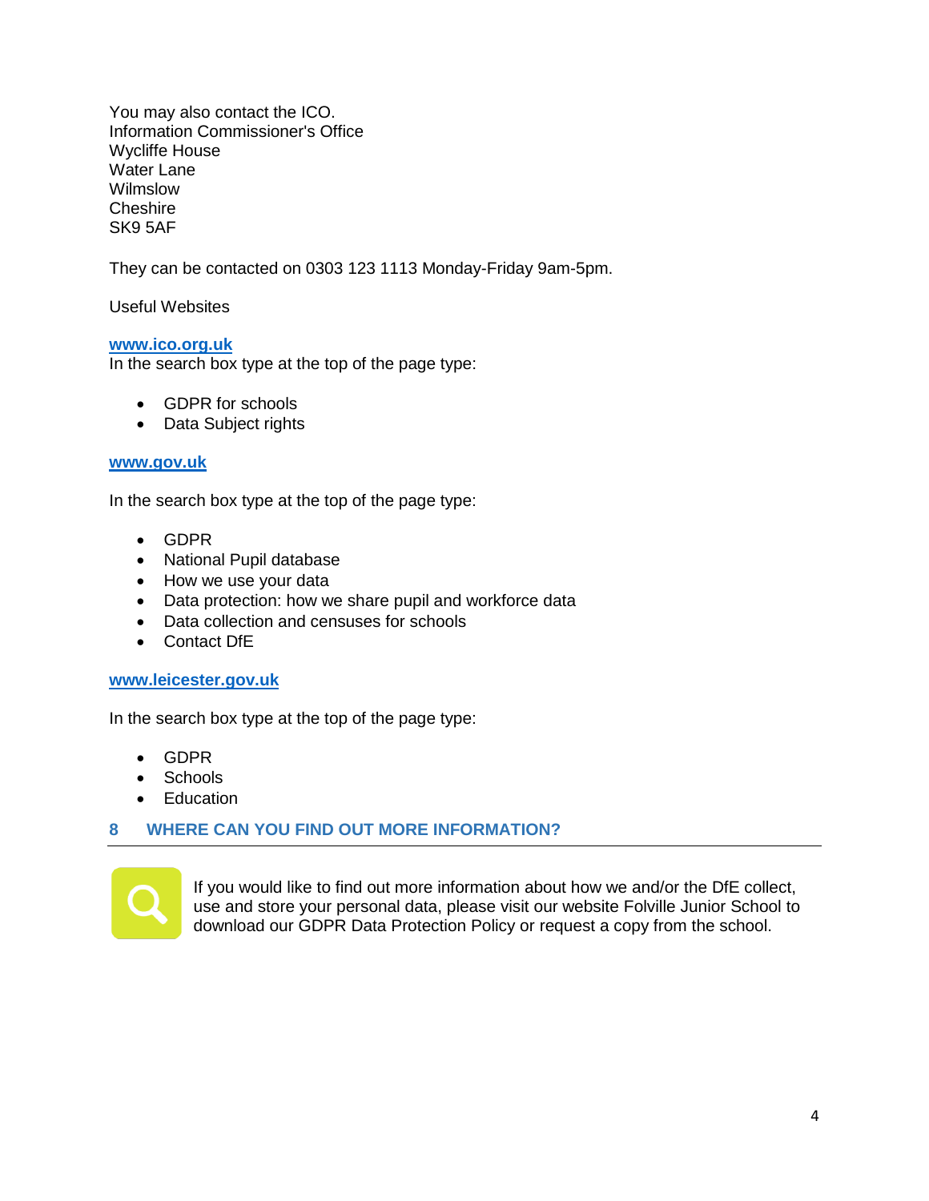You may also contact the ICO.
Information Commissioner's Office
Wycliffe House
Water Lane
Wilmslow
Cheshire
SK9 5AF

They can be contacted on 0303 123 1113 Monday-Friday 9am-5pm.

Useful Websites

**www.ico.org.uk**
In the search box type at the top of the page type:

- GDPR for schools
- Data Subject rights

**www.gov.uk**

In the search box type at the top of the page type:

- GDPR
- National Pupil database
- How we use your data
- Data protection: how we share pupil and workforce data
- Data collection and censuses for schools
- Contact DfE

**www.leicester.gov.uk**

In the search box type at the top of the page type:

- GDPR
- Schools
- Education

## 8 WHERE CAN YOU FIND OUT MORE INFORMATION?

If you would like to find out more information about how we and/or the DfE collect, use and store your personal data, please visit our website Folville Junior School to download our GDPR Data Protection Policy or request a copy from the school.